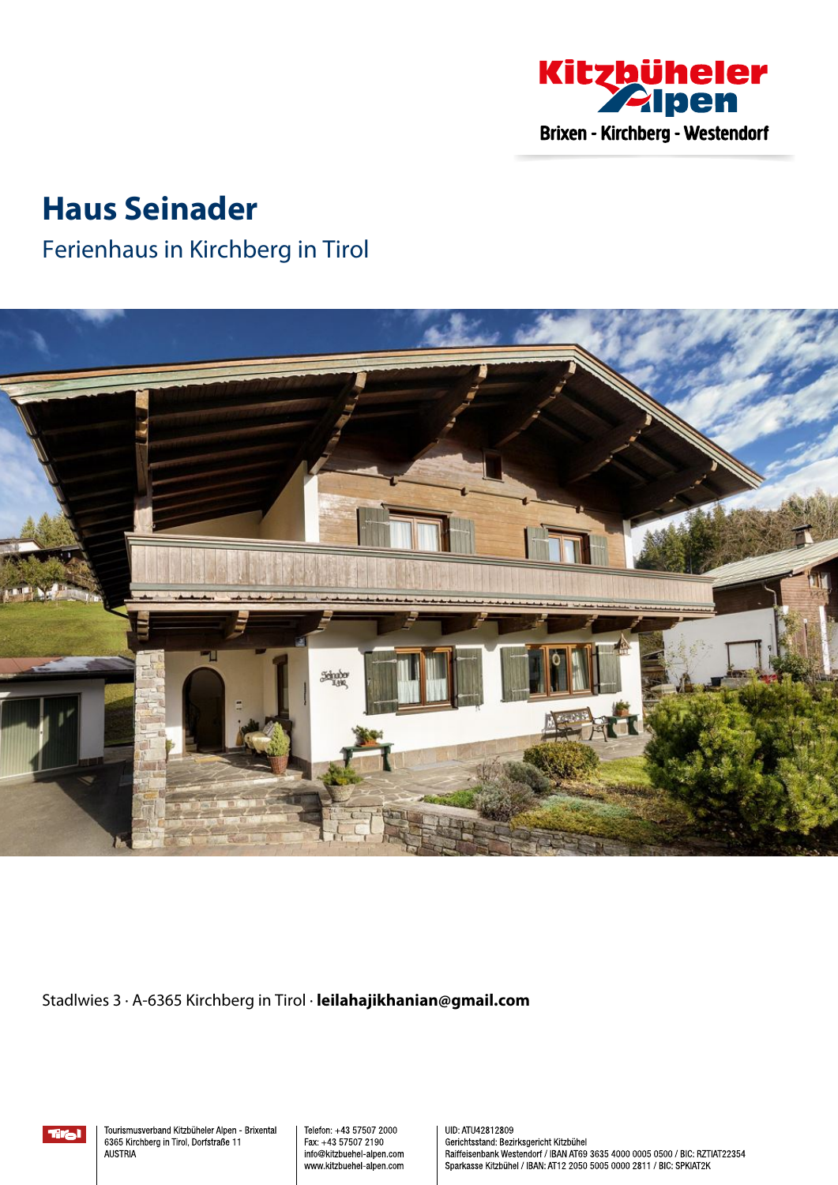Kitzbüheler Alpen
Brixen - Kirchberg - Westendorf

# Haus Seinader

## Ferienhaus in Kirchberg in Tirol

Stadlwies 3 · A-6365 Kirchberg in Tirol · **leilahajikhanian@gmail.com**

Tourismusverband Kitzbüheler Alpen - Brixental
6365 Kirchberg in Tirol, Dorfstraße 11
AUSTRIA

Telefon: +43 57507 2000
Fax: +43 57507 2190
info@kitzbuehel-alpen.com
www.kitzbuehel-alpen.com

UID: ATU42812809
Gerichtsstand: Bezirksgericht Kitzbühel
Raiffeisenbank Westendorf / IBAN AT69 3635 4000 0005 0500 / BIC: RZTIAT22354
Sparkasse Kitzbühel / IBAN: AT12 2050 5005 0000 2811 / BIC: SPKIAT2K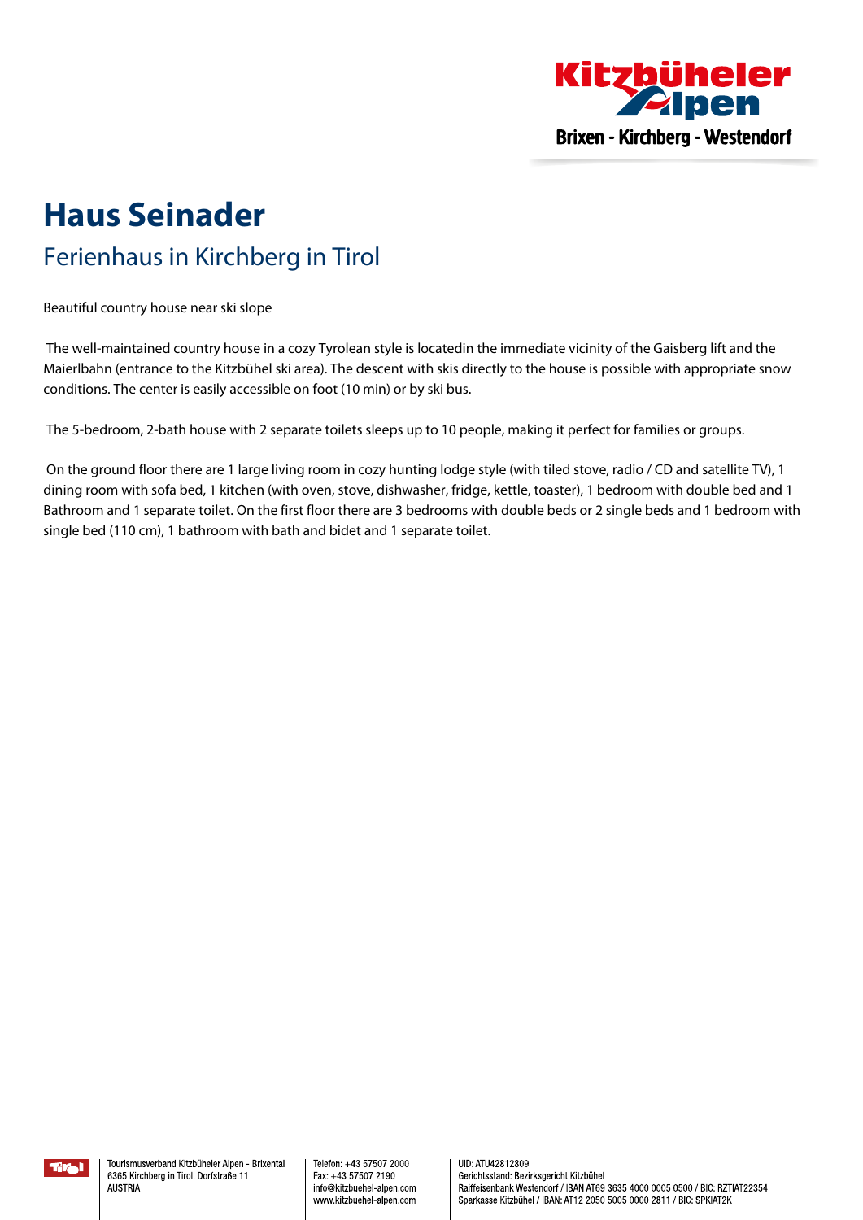# Haus Seinader

## Ferienhaus in Kirchberg in Tirol

Beautiful country house near ski slope

The well-maintained country house in a cozy Tyrolean style is locatedin the immediate vicinity of the Gaisberg lift and the Maierlbahn (entrance to the Kitzbühel ski area). The descent with skis directly to the house is possible with appropriate snow conditions. The center is easily accessible on foot (10 min) or by ski bus.

The 5-bedroom, 2-bath house with 2 separate toilets sleeps up to 10 people, making it perfect for families or groups.

On the ground floor there are 1 large living room in cozy hunting lodge style (with tiled stove, radio / CD and satellite TV), 1 dining room with sofa bed, 1 kitchen (with oven, stove, dishwasher, fridge, kettle, toaster), 1 bedroom with double bed and 1 Bathroom and 1 separate toilet. On the first floor there are 3 bedrooms with double beds or 2 single beds and 1 bedroom with single bed (110 cm), 1 bathroom with bath and bidet and 1 separate toilet.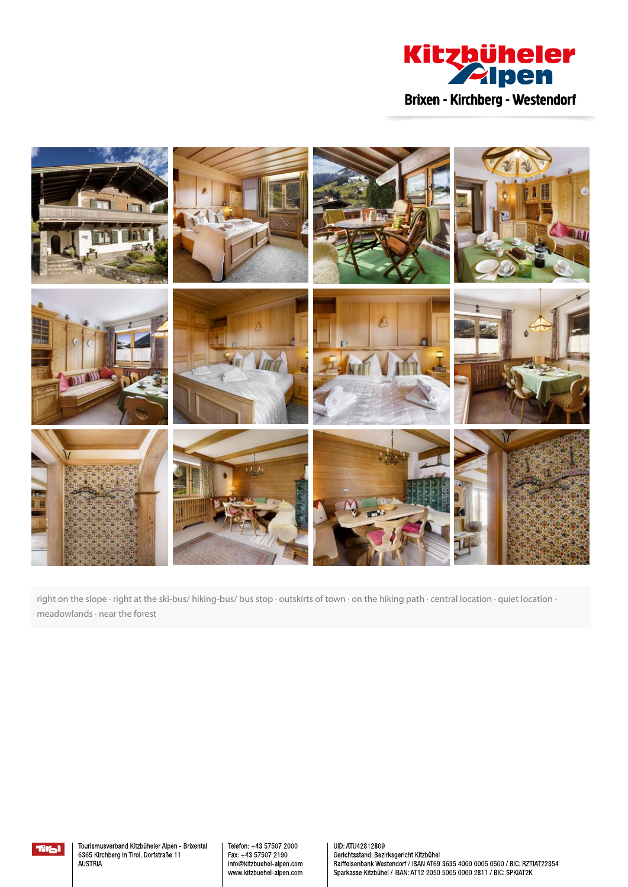Brixen - Kirchberg - Westendorf

right on the slope · right at the ski-bus/ hiking-bus/ bus stop · outskirts of town · on the hiking path · central location · quiet location · meadowlands · near the forest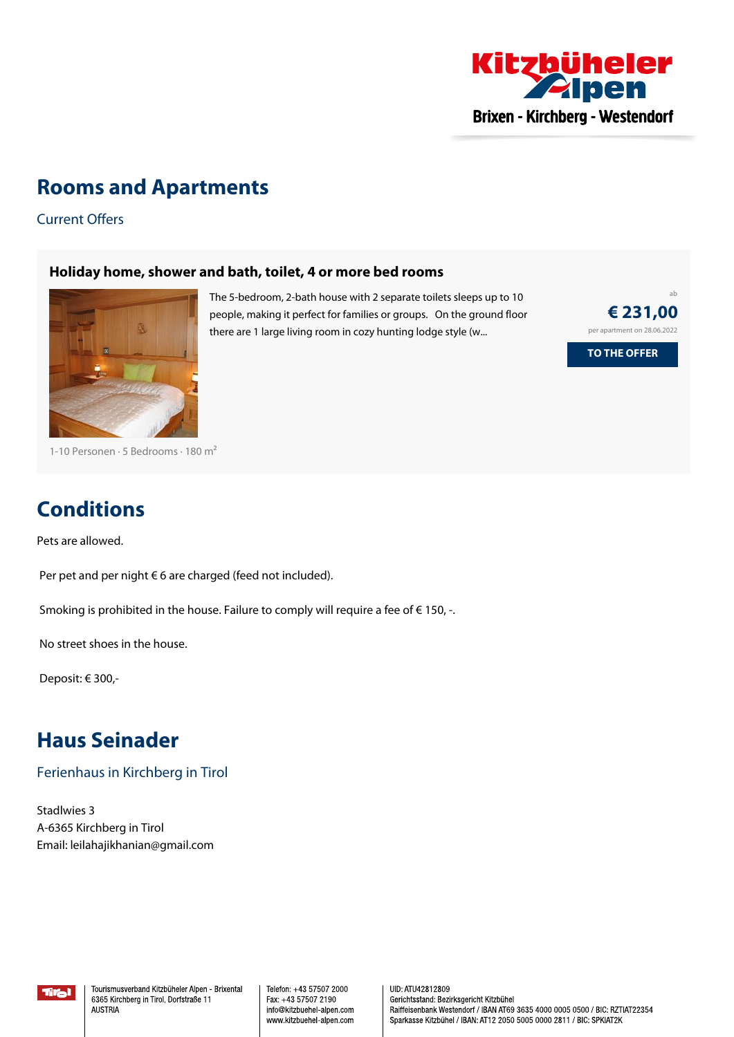## Rooms and Apartments

Current Offers

### Holiday home, shower and bath, toilet, 4 or more bed rooms

The 5-bedroom, 2-bath house with 2 separate toilets sleeps up to 10 people, making it perfect for families or groups. On the ground floor there are 1 large living room in cozy hunting lodge style (w...

ab

**€ 231,00**

per apartment on 28.06.2022

**TO THE OFFER**

1-10 Personen · 5 Bedrooms · 180 m²

## Conditions

Pets are allowed.

Per pet and per night € 6 are charged (feed not included).

Smoking is prohibited in the house. Failure to comply will require a fee of € 150, -.

No street shoes in the house.

Deposit: € 300,-

## Haus Seinader

Ferienhaus in Kirchberg in Tirol

Stadlwies 3
A-6365 Kirchberg in Tirol
Email: leilahajikhanian@gmail.com